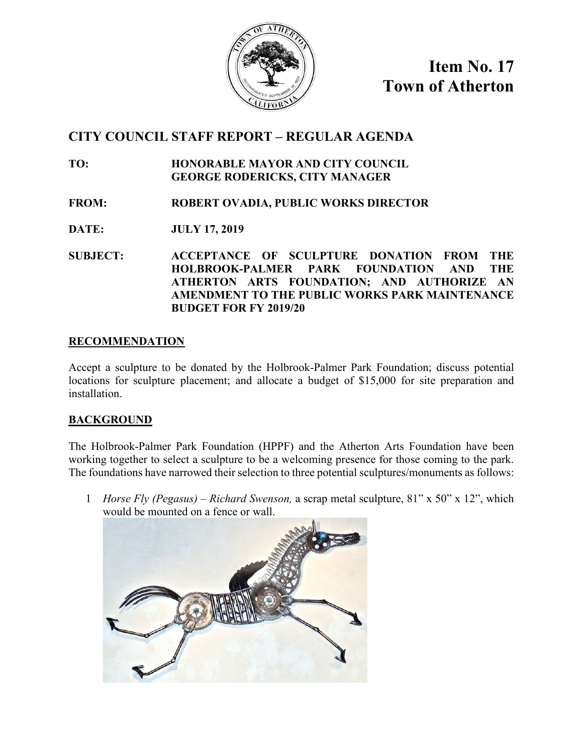# Item No. 17
# Town of Atherton

## CITY COUNCIL STAFF REPORT – REGULAR AGENDA

**TO:** HONORABLE MAYOR AND CITY COUNCIL
GEORGE RODERICKS, CITY MANAGER

**FROM:** ROBERT OVADIA, PUBLIC WORKS DIRECTOR

**DATE:** JULY 17, 2019

**SUBJECT:** ACCEPTANCE OF SCULPTURE DONATION FROM THE HOLBROOK-PALMER PARK FOUNDATION AND THE ATHERTON ARTS FOUNDATION; AND AUTHORIZE AN AMENDMENT TO THE PUBLIC WORKS PARK MAINTENANCE BUDGET FOR FY 2019/20

### RECOMMENDATION

Accept a sculpture to be donated by the Holbrook-Palmer Park Foundation; discuss potential locations for sculpture placement; and allocate a budget of $15,000 for site preparation and installation.

### BACKGROUND

The Holbrook-Palmer Park Foundation (HPPF) and the Atherton Arts Foundation have been working together to select a sculpture to be a welcoming presence for those coming to the park. The foundations have narrowed their selection to three potential sculptures/monuments as follows:

1. *Horse Fly (Pegasus) – Richard Swenson,* a scrap metal sculpture, 81" x 50" x 12", which would be mounted on a fence or wall.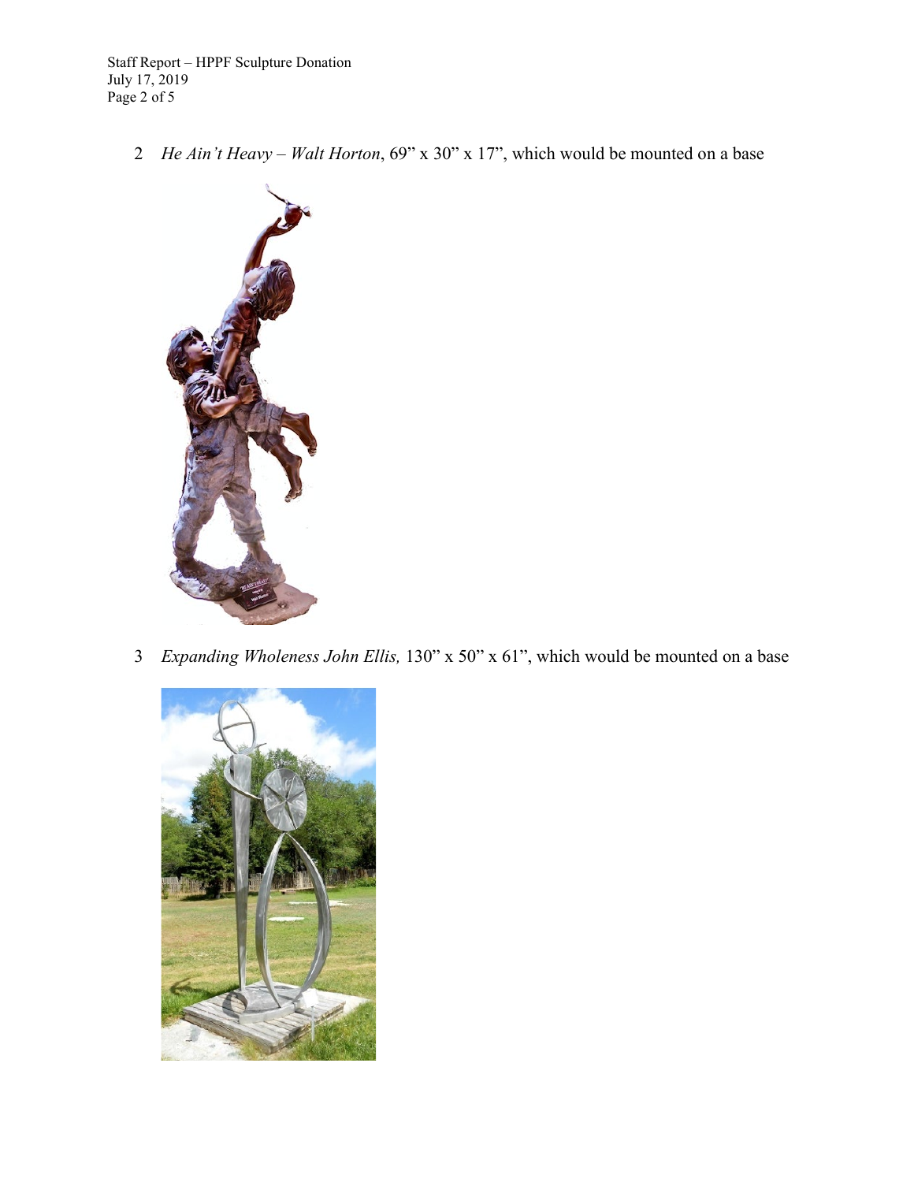2 *He Ain't Heavy – Walt Horton*, 69" x 30" x 17", which would be mounted on a base

3 *Expanding Wholeness John Ellis,* 130" x 50" x 61", which would be mounted on a base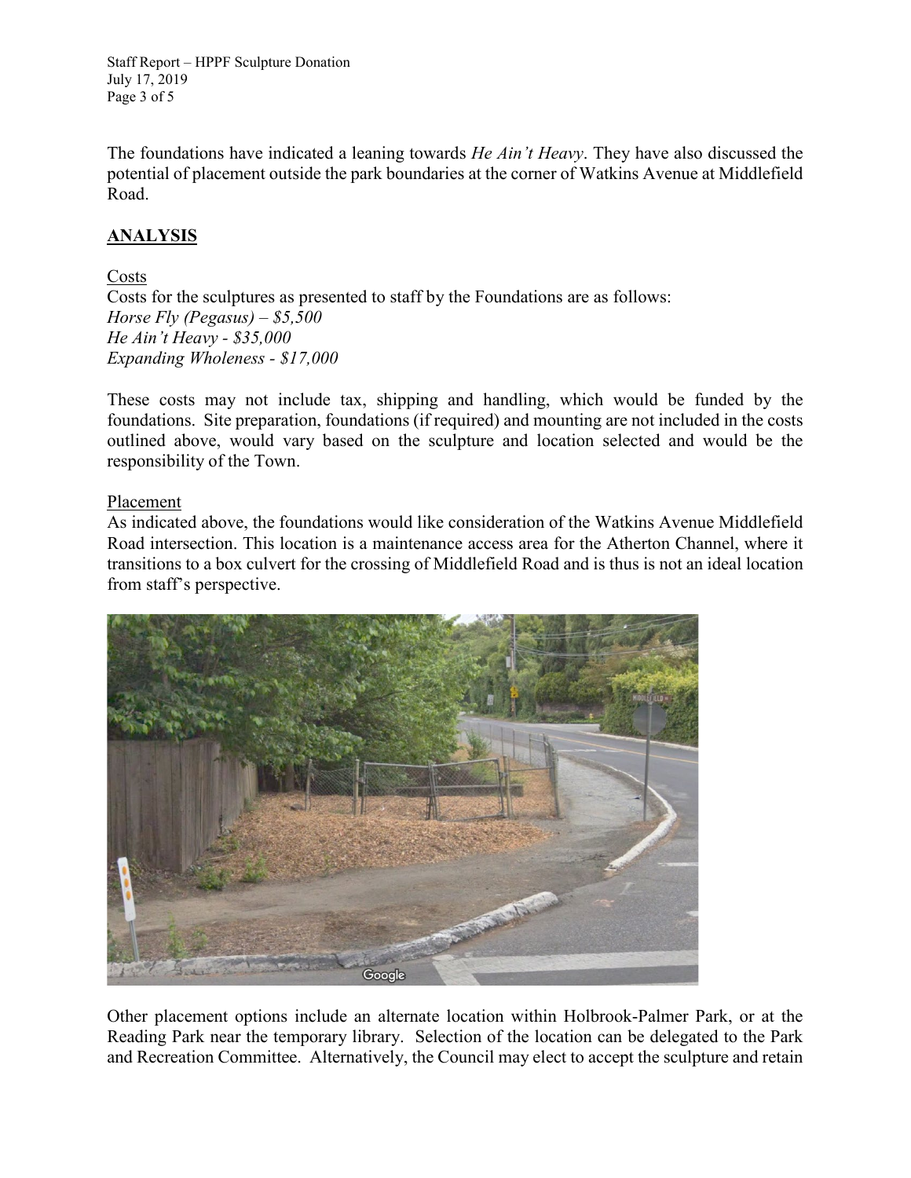The foundations have indicated a leaning towards *He Ain't Heavy*. They have also discussed the potential of placement outside the park boundaries at the corner of Watkins Avenue at Middlefield Road.

## ANALYSIS

Costs

Costs for the sculptures as presented to staff by the Foundations are as follows:
*Horse Fly (Pegasus) – $5,500*
*He Ain't Heavy - $35,000*
*Expanding Wholeness - $17,000*

These costs may not include tax, shipping and handling, which would be funded by the foundations. Site preparation, foundations (if required) and mounting are not included in the costs outlined above, would vary based on the sculpture and location selected and would be the responsibility of the Town.

Placement

As indicated above, the foundations would like consideration of the Watkins Avenue Middlefield Road intersection. This location is a maintenance access area for the Atherton Channel, where it transitions to a box culvert for the crossing of Middlefield Road and is thus is not an ideal location from staff's perspective.

Other placement options include an alternate location within Holbrook-Palmer Park, or at the Reading Park near the temporary library. Selection of the location can be delegated to the Park and Recreation Committee. Alternatively, the Council may elect to accept the sculpture and retain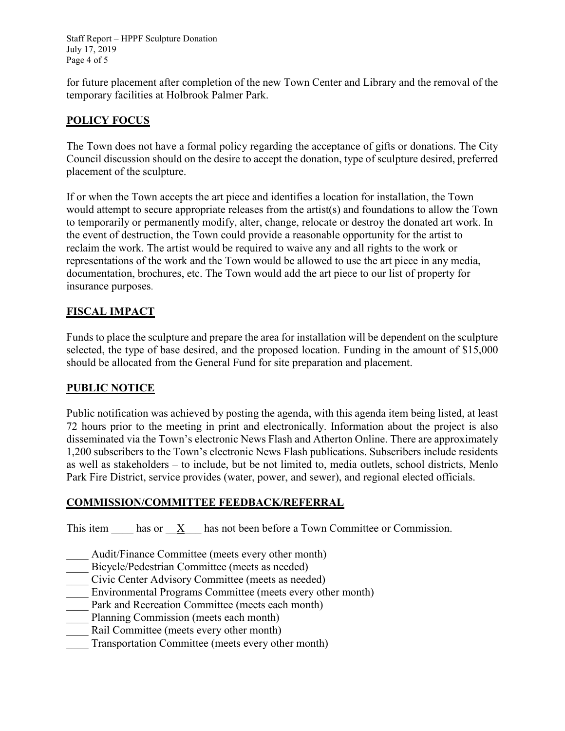for future placement after completion of the new Town Center and Library and the removal of the temporary facilities at Holbrook Palmer Park.

## POLICY FOCUS

The Town does not have a formal policy regarding the acceptance of gifts or donations. The City Council discussion should on the desire to accept the donation, type of sculpture desired, preferred placement of the sculpture.

If or when the Town accepts the art piece and identifies a location for installation, the Town would attempt to secure appropriate releases from the artist(s) and foundations to allow the Town to temporarily or permanently modify, alter, change, relocate or destroy the donated art work. In the event of destruction, the Town could provide a reasonable opportunity for the artist to reclaim the work. The artist would be required to waive any and all rights to the work or representations of the work and the Town would be allowed to use the art piece in any media, documentation, brochures, etc. The Town would add the art piece to our list of property for insurance purposes.

## FISCAL IMPACT

Funds to place the sculpture and prepare the area for installation will be dependent on the sculpture selected, the type of base desired, and the proposed location. Funding in the amount of $15,000 should be allocated from the General Fund for site preparation and placement.

## PUBLIC NOTICE

Public notification was achieved by posting the agenda, with this agenda item being listed, at least 72 hours prior to the meeting in print and electronically. Information about the project is also disseminated via the Town's electronic News Flash and Atherton Online. There are approximately 1,200 subscribers to the Town's electronic News Flash publications. Subscribers include residents as well as stakeholders – to include, but be not limited to, media outlets, school districts, Menlo Park Fire District, service provides (water, power, and sewer), and regional elected officials.

## COMMISSION/COMMITTEE FEEDBACK/REFERRAL

This item ____ has or __X___ has not been before a Town Committee or Commission.

____ Audit/Finance Committee (meets every other month)
____ Bicycle/Pedestrian Committee (meets as needed)
____ Civic Center Advisory Committee (meets as needed)
____ Environmental Programs Committee (meets every other month)
____ Park and Recreation Committee (meets each month)
____ Planning Commission (meets each month)
____ Rail Committee (meets every other month)
____ Transportation Committee (meets every other month)